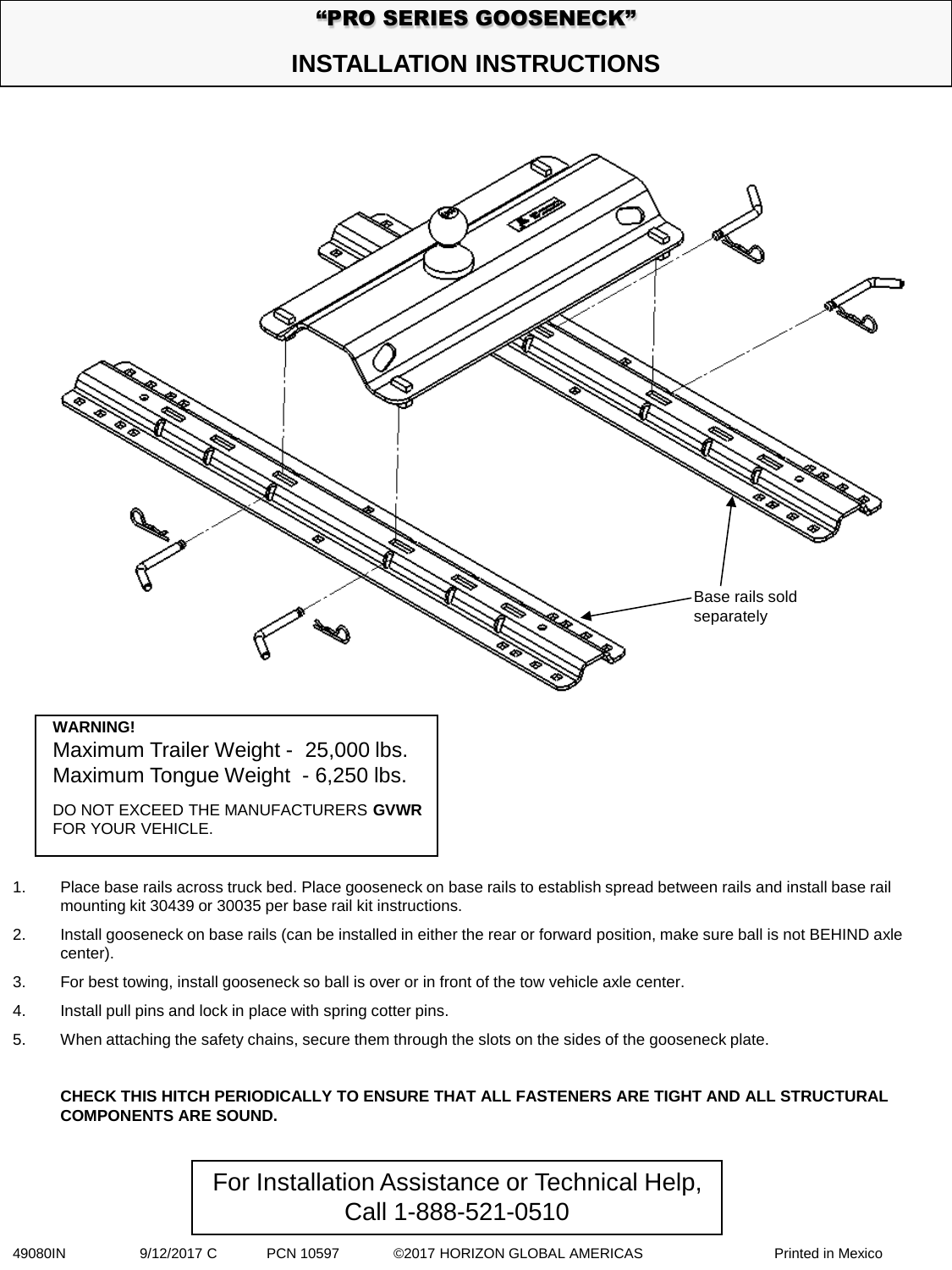# "PRO SERIES GOOSENECK"

# INSTALLATION INSTRUCTIONS

Base rails sold separately

**WARNING!**

Maximum Trailer Weight - 25,000 lbs.
Maximum Tongue Weight - 6,250 lbs.

DO NOT EXCEED THE MANUFACTURERS **GVWR** FOR YOUR VEHICLE.

1. Place base rails across truck bed. Place gooseneck on base rails to establish spread between rails and install base rail mounting kit 30439 or 30035 per base rail kit instructions.
2. Install gooseneck on base rails (can be installed in either the rear or forward position, make sure ball is not BEHIND axle center).
3. For best towing, install gooseneck so ball is over or in front of the tow vehicle axle center.
4. Install pull pins and lock in place with spring cotter pins.
5. When attaching the safety chains, secure them through the slots on the sides of the gooseneck plate.

**CHECK THIS HITCH PERIODICALLY TO ENSURE THAT ALL FASTENERS ARE TIGHT AND ALL STRUCTURAL COMPONENTS ARE SOUND.**

For Installation Assistance or Technical Help, Call 1-888-521-0510

49080IN 9/12/2017 C PCN 10597 ©2017 HORIZON GLOBAL AMERICAS Printed in Mexico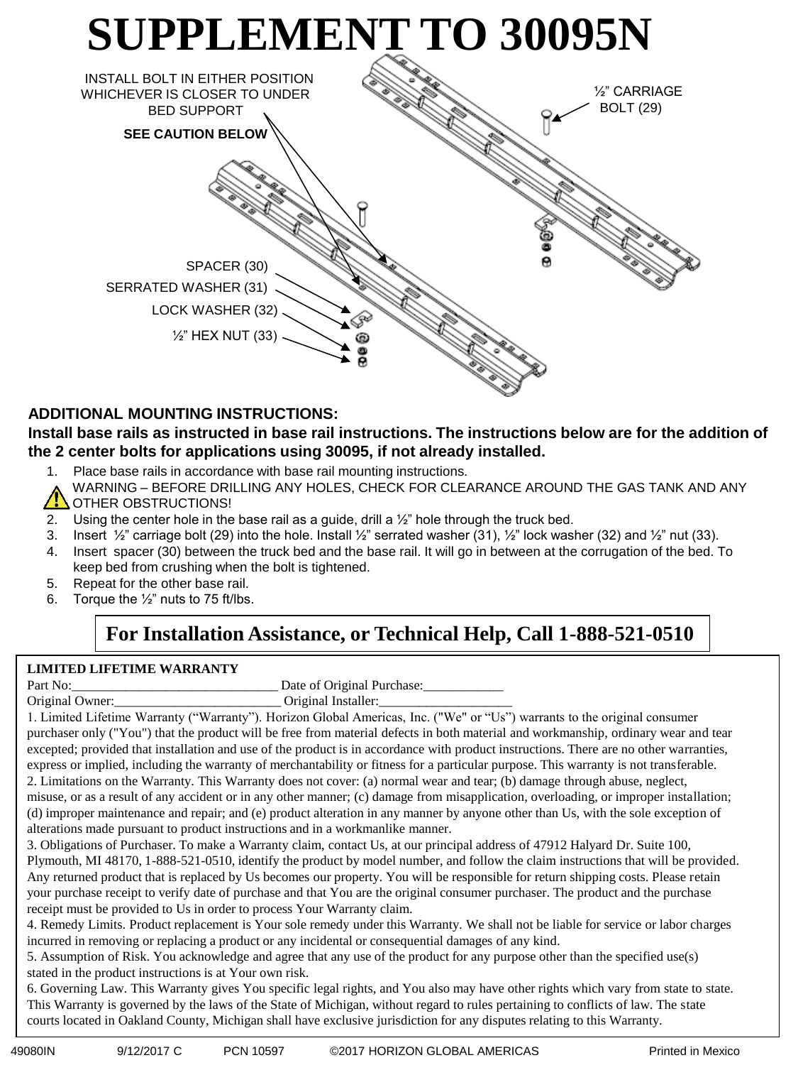# SUPPLEMENT TO 30095N

INSTALL BOLT IN EITHER POSITION WHICHEVER IS CLOSER TO UNDER BED SUPPORT

**SEE CAUTION BELOW**

½" CARRIAGE BOLT (29)

SPACER (30)

SERRATED WASHER (31)

LOCK WASHER (32)

½" HEX NUT (33)

**ADDITIONAL MOUNTING INSTRUCTIONS:**

**Install base rails as instructed in base rail instructions. The instructions below are for the addition of the 2 center bolts for applications using 30095, if not already installed.**

1. Place base rails in accordance with base rail mounting instructions.

   ⚠ WARNING – BEFORE DRILLING ANY HOLES, CHECK FOR CLEARANCE AROUND THE GAS TANK AND ANY OTHER OBSTRUCTIONS!

2. Using the center hole in the base rail as a guide, drill a ½" hole through the truck bed.
3. Insert ½" carriage bolt (29) into the hole. Install ½" serrated washer (31), ½" lock washer (32) and ½" nut (33).
4. Insert spacer (30) between the truck bed and the base rail. It will go in between at the corrugation of the bed. To keep bed from crushing when the bolt is tightened.
5. Repeat for the other base rail.
6. Torque the ½" nuts to 75 ft/lbs.

**For Installation Assistance, or Technical Help, Call 1-888-521-0510**

**LIMITED LIFETIME WARRANTY**

Part No:_______________________________ Date of Original Purchase:____________

Original Owner:__________________________ Original Installer:____________________

1. Limited Lifetime Warranty ("Warranty"). Horizon Global Americas, Inc. ("We" or "Us") warrants to the original consumer purchaser only ("You") that the product will be free from material defects in both material and workmanship, ordinary wear and tear excepted; provided that installation and use of the product is in accordance with product instructions. There are no other warranties, express or implied, including the warranty of merchantability or fitness for a particular purpose. This warranty is not transferable.

2. Limitations on the Warranty. This Warranty does not cover: (a) normal wear and tear; (b) damage through abuse, neglect, misuse, or as a result of any accident or in any other manner; (c) damage from misapplication, overloading, or improper installation; (d) improper maintenance and repair; and (e) product alteration in any manner by anyone other than Us, with the sole exception of alterations made pursuant to product instructions and in a workmanlike manner.

3. Obligations of Purchaser. To make a Warranty claim, contact Us, at our principal address of 47912 Halyard Dr. Suite 100, Plymouth, MI 48170, 1-888-521-0510, identify the product by model number, and follow the claim instructions that will be provided. Any returned product that is replaced by Us becomes our property. You will be responsible for return shipping costs. Please retain your purchase receipt to verify date of purchase and that You are the original consumer purchaser. The product and the purchase receipt must be provided to Us in order to process Your Warranty claim.

4. Remedy Limits. Product replacement is Your sole remedy under this Warranty. We shall not be liable for service or labor charges incurred in removing or replacing a product or any incidental or consequential damages of any kind.

5. Assumption of Risk. You acknowledge and agree that any use of the product for any purpose other than the specified use(s) stated in the product instructions is at Your own risk.

6. Governing Law. This Warranty gives You specific legal rights, and You also may have other rights which vary from state to state. This Warranty is governed by the laws of the State of Michigan, without regard to rules pertaining to conflicts of law. The state courts located in Oakland County, Michigan shall have exclusive jurisdiction for any disputes relating to this Warranty.

49080IN 9/12/2017 C PCN 10597 ©2017 HORIZON GLOBAL AMERICAS Printed in Mexico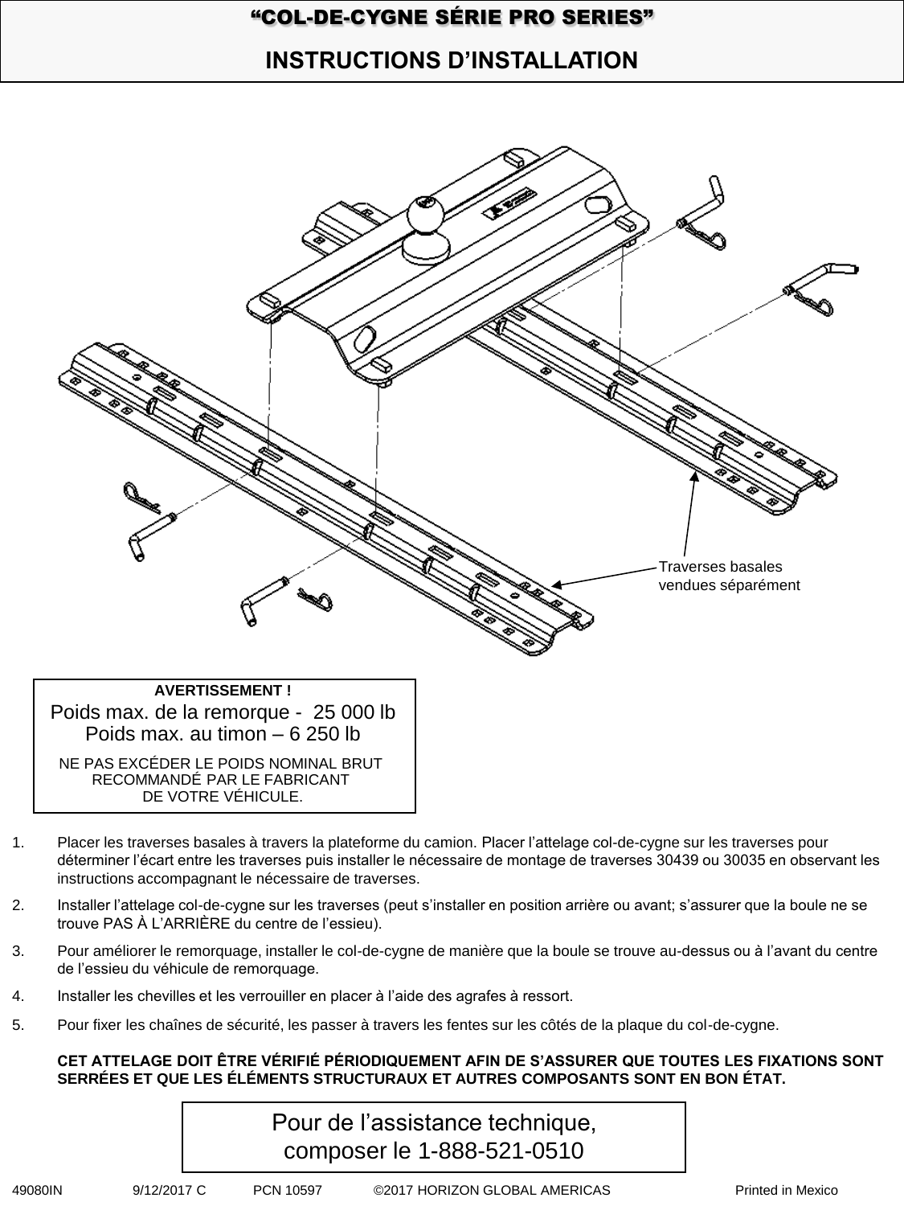# "COL-DE-CYGNE SÉRIE PRO SERIES"

## INSTRUCTIONS D'INSTALLATION

Traverses basales vendues séparément

**AVERTISSEMENT !**

Poids max. de la remorque - 25 000 lb
Poids max. au timon – 6 250 lb

NE PAS EXCÉDER LE POIDS NOMINAL BRUT RECOMMANDÉ PAR LE FABRICANT DE VOTRE VÉHICULE.

1. Placer les traverses basales à travers la plateforme du camion. Placer l'attelage col-de-cygne sur les traverses pour déterminer l'écart entre les traverses puis installer le nécessaire de montage de traverses 30439 ou 30035 en observant les instructions accompagnant le nécessaire de traverses.
2. Installer l'attelage col-de-cygne sur les traverses (peut s'installer en position arrière ou avant; s'assurer que la boule ne se trouve PAS À L'ARRIÈRE du centre de l'essieu).
3. Pour améliorer le remorquage, installer le col-de-cygne de manière que la boule se trouve au-dessus ou à l'avant du centre de l'essieu du véhicule de remorquage.
4. Installer les chevilles et les verrouiller en placer à l'aide des agrafes à ressort.
5. Pour fixer les chaînes de sécurité, les passer à travers les fentes sur les côtés de la plaque du col-de-cygne.

**CET ATTELAGE DOIT ÊTRE VÉRIFIÉ PÉRIODIQUEMENT AFIN DE S'ASSURER QUE TOUTES LES FIXATIONS SONT SERRÉES ET QUE LES ÉLÉMENTS STRUCTURAUX ET AUTRES COMPOSANTS SONT EN BON ÉTAT.**

Pour de l'assistance technique,
composer le 1-888-521-0510

49080IN 9/12/2017 C PCN 10597 ©2017 HORIZON GLOBAL AMERICAS Printed in Mexico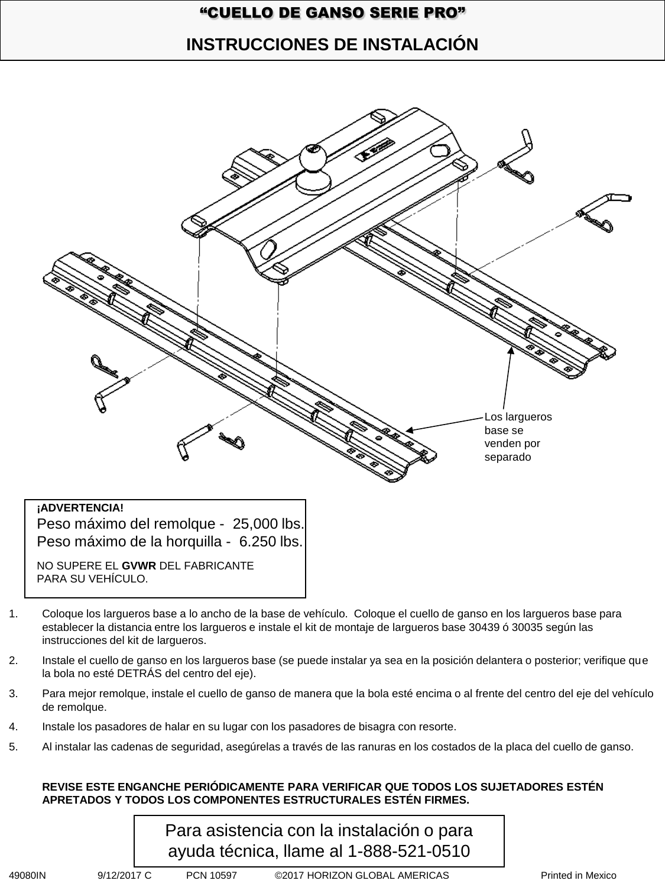# "CUELLO DE GANSO SERIE PRO"

## INSTRUCCIONES DE INSTALACIÓN

Los largueros base se venden por separado

**¡ADVERTENCIA!**

Peso máximo del remolque - 25,000 lbs.
Peso máximo de la horquilla - 6.250 lbs.

NO SUPERE EL **GVWR** DEL FABRICANTE PARA SU VEHÍCULO.

1. Coloque los largueros base a lo ancho de la base de vehículo. Coloque el cuello de ganso en los largueros base para establecer la distancia entre los largueros e instale el kit de montaje de largueros base 30439 ó 30035 según las instrucciones del kit de largueros.
2. Instale el cuello de ganso en los largueros base (se puede instalar ya sea en la posición delantera o posterior; verifique que la bola no esté DETRÁS del centro del eje).
3. Para mejor remolque, instale el cuello de ganso de manera que la bola esté encima o al frente del centro del eje del vehículo de remolque.
4. Instale los pasadores de halar en su lugar con los pasadores de bisagra con resorte.
5. Al instalar las cadenas de seguridad, asegúrelas a través de las ranuras en los costados de la placa del cuello de ganso.

**REVISE ESTE ENGANCHE PERIÓDICAMENTE PARA VERIFICAR QUE TODOS LOS SUJETADORES ESTÉN APRETADOS Y TODOS LOS COMPONENTES ESTRUCTURALES ESTÉN FIRMES.**

Para asistencia con la instalación o para ayuda técnica, llame al 1-888-521-0510

49080IN 9/12/2017 C PCN 10597 ©2017 HORIZON GLOBAL AMERICAS Printed in Mexico